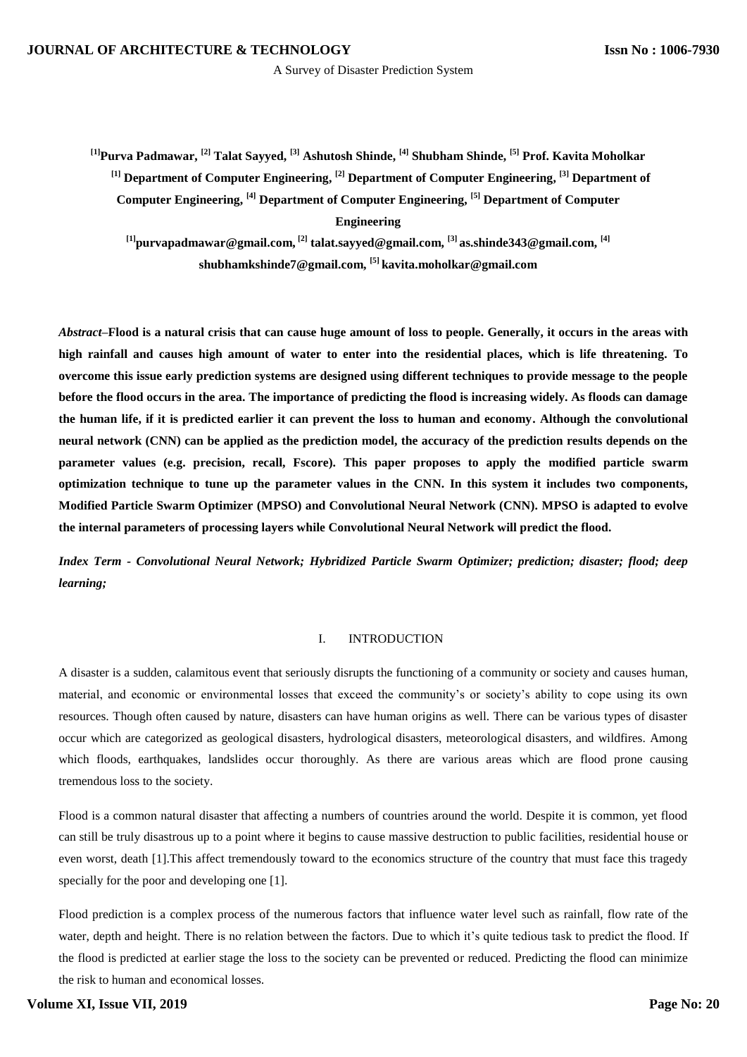# A Survey of Disaster Prediction System

**[1]Purva Padmawar, [2] Talat Sayyed, [3] Ashutosh Shinde, [4] Shubham Shinde, [5] Prof. Kavita Moholkar**

**[1] Department of Computer Engineering, [2] Department of Computer Engineering, [3] Department of Computer Engineering, [4] Department of Computer Engineering, [5] Department of Computer Engineering**

**[1]purvapadmawar@gmail.com, [2] talat.sayyed@gmail.com, [3] as.shinde343@gmail.com, [4] shubhamkshinde7@gmail.com, [5] kavita.moholkar@gmail.com**

***Abstract*–Flood is a natural crisis that can cause huge amount of loss to people. Generally, it occurs in the areas with high rainfall and causes high amount of water to enter into the residential places, which is life threatening. To overcome this issue early prediction systems are designed using different techniques to provide message to the people before the flood occurs in the area. The importance of predicting the flood is increasing widely. As floods can damage the human life, if it is predicted earlier it can prevent the loss to human and economy. Although the convolutional neural network (CNN) can be applied as the prediction model, the accuracy of the prediction results depends on the parameter values (e.g. precision, recall, Fscore). This paper proposes to apply the modified particle swarm optimization technique to tune up the parameter values in the CNN. In this system it includes two components, Modified Particle Swarm Optimizer (MPSO) and Convolutional Neural Network (CNN). MPSO is adapted to evolve the internal parameters of processing layers while Convolutional Neural Network will predict the flood.**

***Index Term - Convolutional Neural Network; Hybridized Particle Swarm Optimizer; prediction; disaster; flood; deep learning;***

## I. INTRODUCTION

A disaster is a sudden, calamitous event that seriously disrupts the functioning of a community or society and causes human, material, and economic or environmental losses that exceed the community's or society's ability to cope using its own resources. Though often caused by nature, disasters can have human origins as well. There can be various types of disaster occur which are categorized as geological disasters, hydrological disasters, meteorological disasters, and wildfires. Among which floods, earthquakes, landslides occur thoroughly. As there are various areas which are flood prone causing tremendous loss to the society.

Flood is a common natural disaster that affecting a numbers of countries around the world. Despite it is common, yet flood can still be truly disastrous up to a point where it begins to cause massive destruction to public facilities, residential house or even worst, death [1].This affect tremendously toward to the economics structure of the country that must face this tragedy specially for the poor and developing one [1].

Flood prediction is a complex process of the numerous factors that influence water level such as rainfall, flow rate of the water, depth and height. There is no relation between the factors. Due to which it's quite tedious task to predict the flood. If the flood is predicted at earlier stage the loss to the society can be prevented or reduced. Predicting the flood can minimize the risk to human and economical losses.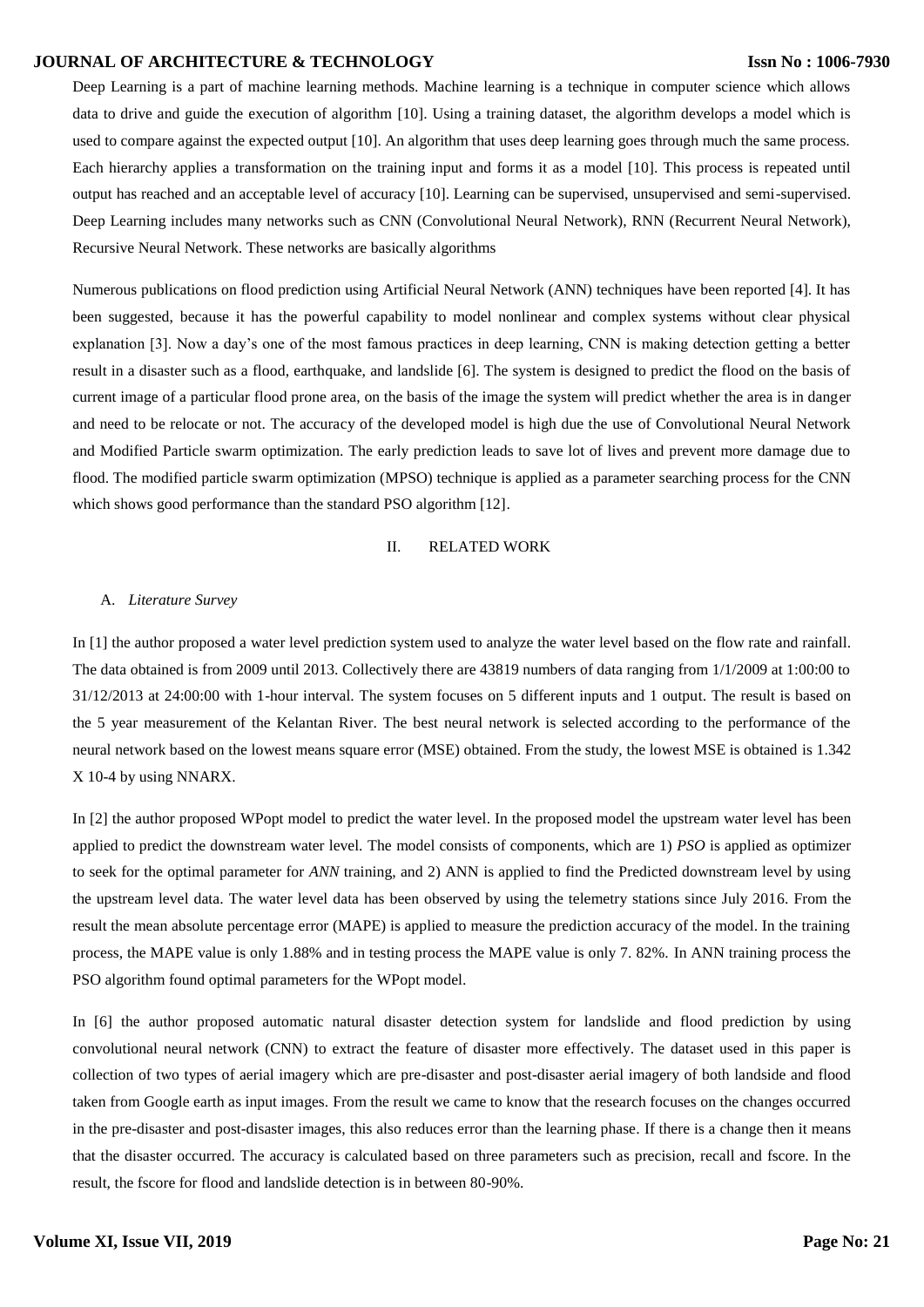Deep Learning is a part of machine learning methods. Machine learning is a technique in computer science which allows data to drive and guide the execution of algorithm [10]. Using a training dataset, the algorithm develops a model which is used to compare against the expected output [10]. An algorithm that uses deep learning goes through much the same process. Each hierarchy applies a transformation on the training input and forms it as a model [10]. This process is repeated until output has reached and an acceptable level of accuracy [10]. Learning can be supervised, unsupervised and semi-supervised. Deep Learning includes many networks such as CNN (Convolutional Neural Network), RNN (Recurrent Neural Network), Recursive Neural Network. These networks are basically algorithms

Numerous publications on flood prediction using Artificial Neural Network (ANN) techniques have been reported [4]. It has been suggested, because it has the powerful capability to model nonlinear and complex systems without clear physical explanation [3]. Now a day's one of the most famous practices in deep learning, CNN is making detection getting a better result in a disaster such as a flood, earthquake, and landslide [6]. The system is designed to predict the flood on the basis of current image of a particular flood prone area, on the basis of the image the system will predict whether the area is in danger and need to be relocate or not. The accuracy of the developed model is high due the use of Convolutional Neural Network and Modified Particle swarm optimization. The early prediction leads to save lot of lives and prevent more damage due to flood. The modified particle swarm optimization (MPSO) technique is applied as a parameter searching process for the CNN which shows good performance than the standard PSO algorithm [12].

## II. RELATED WORK

### A. *Literature Survey*

In [1] the author proposed a water level prediction system used to analyze the water level based on the flow rate and rainfall. The data obtained is from 2009 until 2013. Collectively there are 43819 numbers of data ranging from 1/1/2009 at 1:00:00 to 31/12/2013 at 24:00:00 with 1-hour interval. The system focuses on 5 different inputs and 1 output. The result is based on the 5 year measurement of the Kelantan River. The best neural network is selected according to the performance of the neural network based on the lowest means square error (MSE) obtained. From the study, the lowest MSE is obtained is 1.342 X 10-4 by using NNARX.

In [2] the author proposed WPopt model to predict the water level. In the proposed model the upstream water level has been applied to predict the downstream water level. The model consists of components, which are 1) *PSO* is applied as optimizer to seek for the optimal parameter for *ANN* training, and 2) ANN is applied to find the Predicted downstream level by using the upstream level data. The water level data has been observed by using the telemetry stations since July 2016. From the result the mean absolute percentage error (MAPE) is applied to measure the prediction accuracy of the model. In the training process, the MAPE value is only 1.88% and in testing process the MAPE value is only 7. 82%. In ANN training process the PSO algorithm found optimal parameters for the WPopt model.

In [6] the author proposed automatic natural disaster detection system for landslide and flood prediction by using convolutional neural network (CNN) to extract the feature of disaster more effectively. The dataset used in this paper is collection of two types of aerial imagery which are pre-disaster and post-disaster aerial imagery of both landside and flood taken from Google earth as input images. From the result we came to know that the research focuses on the changes occurred in the pre-disaster and post-disaster images, this also reduces error than the learning phase. If there is a change then it means that the disaster occurred. The accuracy is calculated based on three parameters such as precision, recall and fscore. In the result, the fscore for flood and landslide detection is in between 80-90%.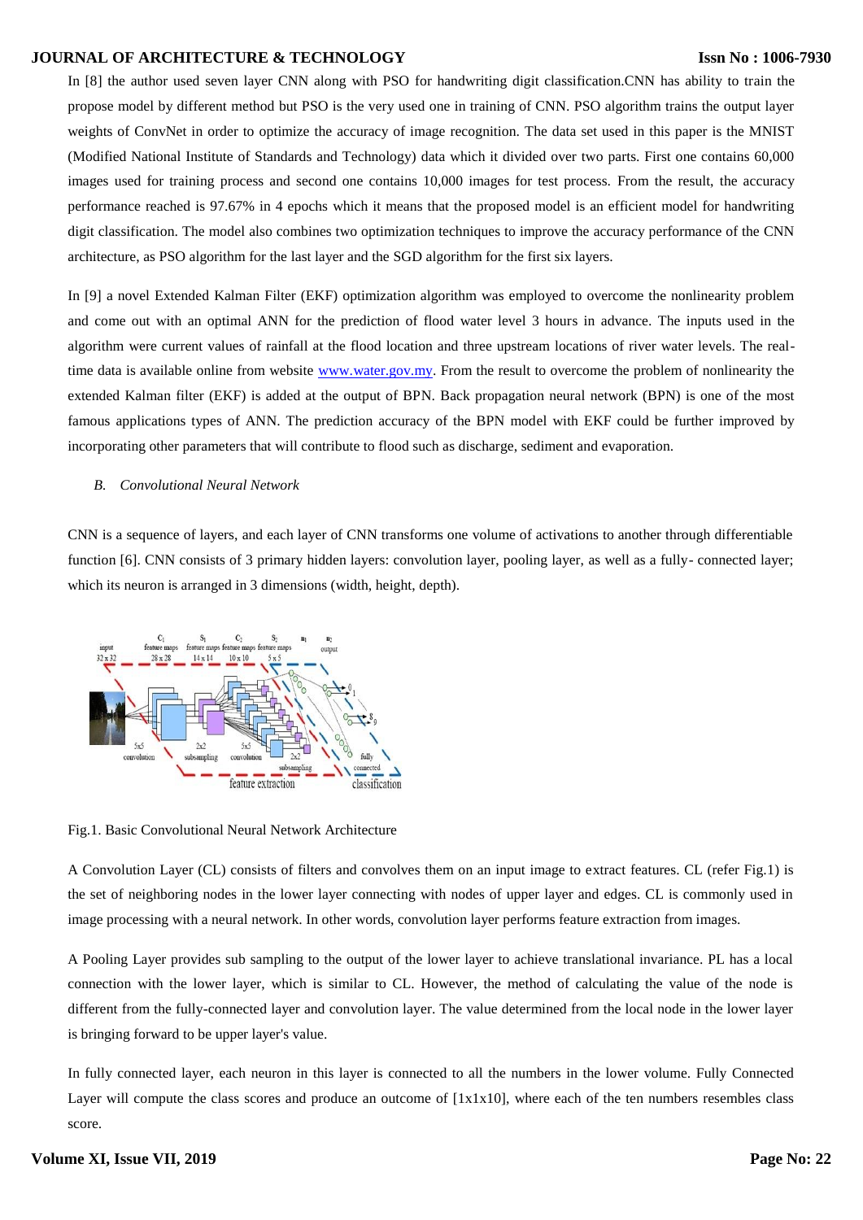In [8] the author used seven layer CNN along with PSO for handwriting digit classification.CNN has ability to train the propose model by different method but PSO is the very used one in training of CNN. PSO algorithm trains the output layer weights of ConvNet in order to optimize the accuracy of image recognition. The data set used in this paper is the MNIST (Modified National Institute of Standards and Technology) data which it divided over two parts. First one contains 60,000 images used for training process and second one contains 10,000 images for test process. From the result, the accuracy performance reached is 97.67% in 4 epochs which it means that the proposed model is an efficient model for handwriting digit classification. The model also combines two optimization techniques to improve the accuracy performance of the CNN architecture, as PSO algorithm for the last layer and the SGD algorithm for the first six layers.

In [9] a novel Extended Kalman Filter (EKF) optimization algorithm was employed to overcome the nonlinearity problem and come out with an optimal ANN for the prediction of flood water level 3 hours in advance. The inputs used in the algorithm were current values of rainfall at the flood location and three upstream locations of river water levels. The real-time data is available online from website www.water.gov.my. From the result to overcome the problem of nonlinearity the extended Kalman filter (EKF) is added at the output of BPN. Back propagation neural network (BPN) is one of the most famous applications types of ANN. The prediction accuracy of the BPN model with EKF could be further improved by incorporating other parameters that will contribute to flood such as discharge, sediment and evaporation.

### *B. Convolutional Neural Network*

CNN is a sequence of layers, and each layer of CNN transforms one volume of activations to another through differentiable function [6]. CNN consists of 3 primary hidden layers: convolution layer, pooling layer, as well as a fully- connected layer; which its neuron is arranged in 3 dimensions (width, height, depth).

Fig.1. Basic Convolutional Neural Network Architecture

A Convolution Layer (CL) consists of filters and convolves them on an input image to extract features. CL (refer Fig.1) is the set of neighboring nodes in the lower layer connecting with nodes of upper layer and edges. CL is commonly used in image processing with a neural network. In other words, convolution layer performs feature extraction from images.

A Pooling Layer provides sub sampling to the output of the lower layer to achieve translational invariance. PL has a local connection with the lower layer, which is similar to CL. However, the method of calculating the value of the node is different from the fully-connected layer and convolution layer. The value determined from the local node in the lower layer is bringing forward to be upper layer's value.

In fully connected layer, each neuron in this layer is connected to all the numbers in the lower volume. Fully Connected Layer will compute the class scores and produce an outcome of [1x1x10], where each of the ten numbers resembles class score.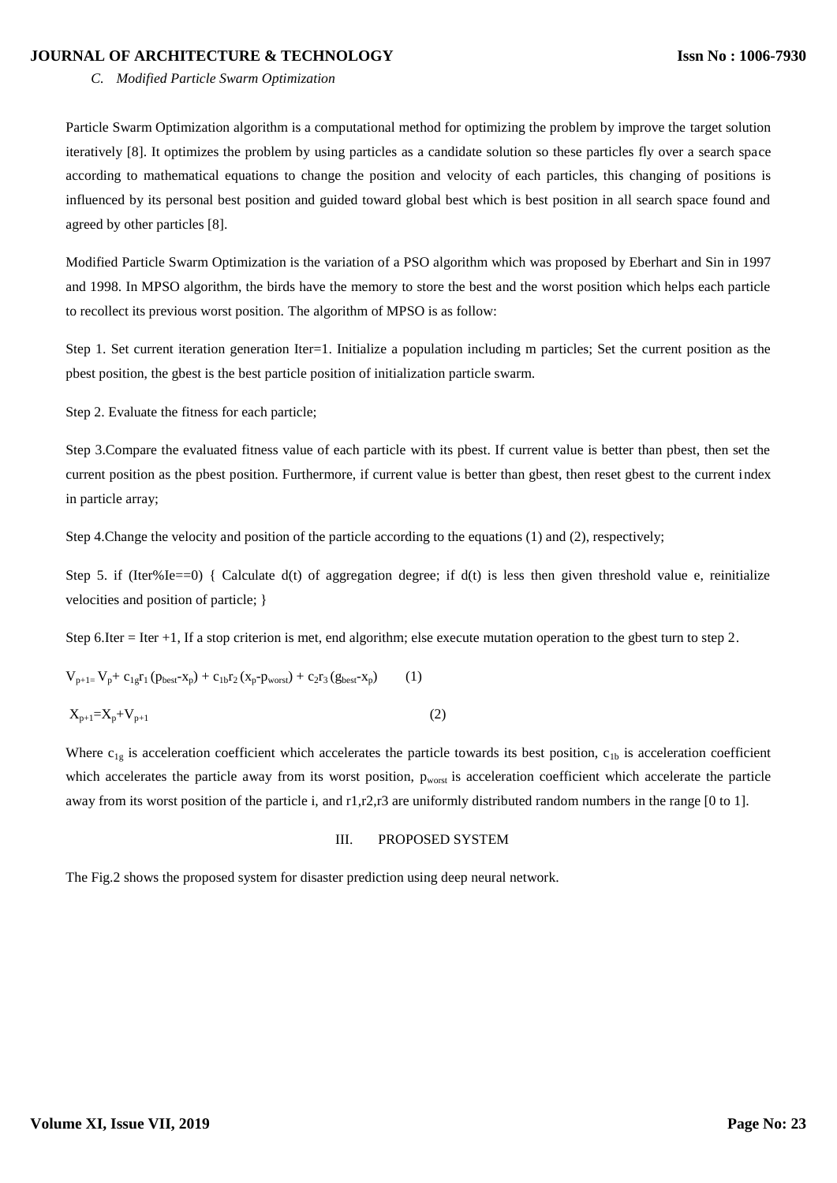### *C. Modified Particle Swarm Optimization*

Particle Swarm Optimization algorithm is a computational method for optimizing the problem by improve the target solution iteratively [8]. It optimizes the problem by using particles as a candidate solution so these particles fly over a search space according to mathematical equations to change the position and velocity of each particles, this changing of positions is influenced by its personal best position and guided toward global best which is best position in all search space found and agreed by other particles [8].

Modified Particle Swarm Optimization is the variation of a PSO algorithm which was proposed by Eberhart and Sin in 1997 and 1998. In MPSO algorithm, the birds have the memory to store the best and the worst position which helps each particle to recollect its previous worst position. The algorithm of MPSO is as follow:

Step 1. Set current iteration generation Iter=1. Initialize a population including m particles; Set the current position as the pbest position, the gbest is the best particle position of initialization particle swarm.

Step 2. Evaluate the fitness for each particle;

Step 3.Compare the evaluated fitness value of each particle with its pbest. If current value is better than pbest, then set the current position as the pbest position. Furthermore, if current value is better than gbest, then reset gbest to the current index in particle array;

Step 4.Change the velocity and position of the particle according to the equations (1) and (2), respectively;

Step 5. if (Iter%Ie==0) { Calculate d(t) of aggregation degree; if d(t) is less then given threshold value e, reinitialize velocities and position of particle; }

Step 6.Iter = Iter +1, If a stop criterion is met, end algorithm; else execute mutation operation to the gbest turn to step 2.

$$V_{p+1} = V_p + c_{1g} r_1 (p_{best} - x_p) + c_{1b} r_2 (x_p - p_{worst}) + c_2 r_3 (g_{best} - x_p) \quad (1)$$

$$X_{p+1} = X_p + V_{p+1} \quad (2)$$

Where $c_{1g}$ is acceleration coefficient which accelerates the particle towards its best position, $c_{1b}$ is acceleration coefficient which accelerates the particle away from its worst position, $p_{worst}$ is acceleration coefficient which accelerate the particle away from its worst position of the particle i, and r1,r2,r3 are uniformly distributed random numbers in the range [0 to 1].

## III. PROPOSED SYSTEM

The Fig.2 shows the proposed system for disaster prediction using deep neural network.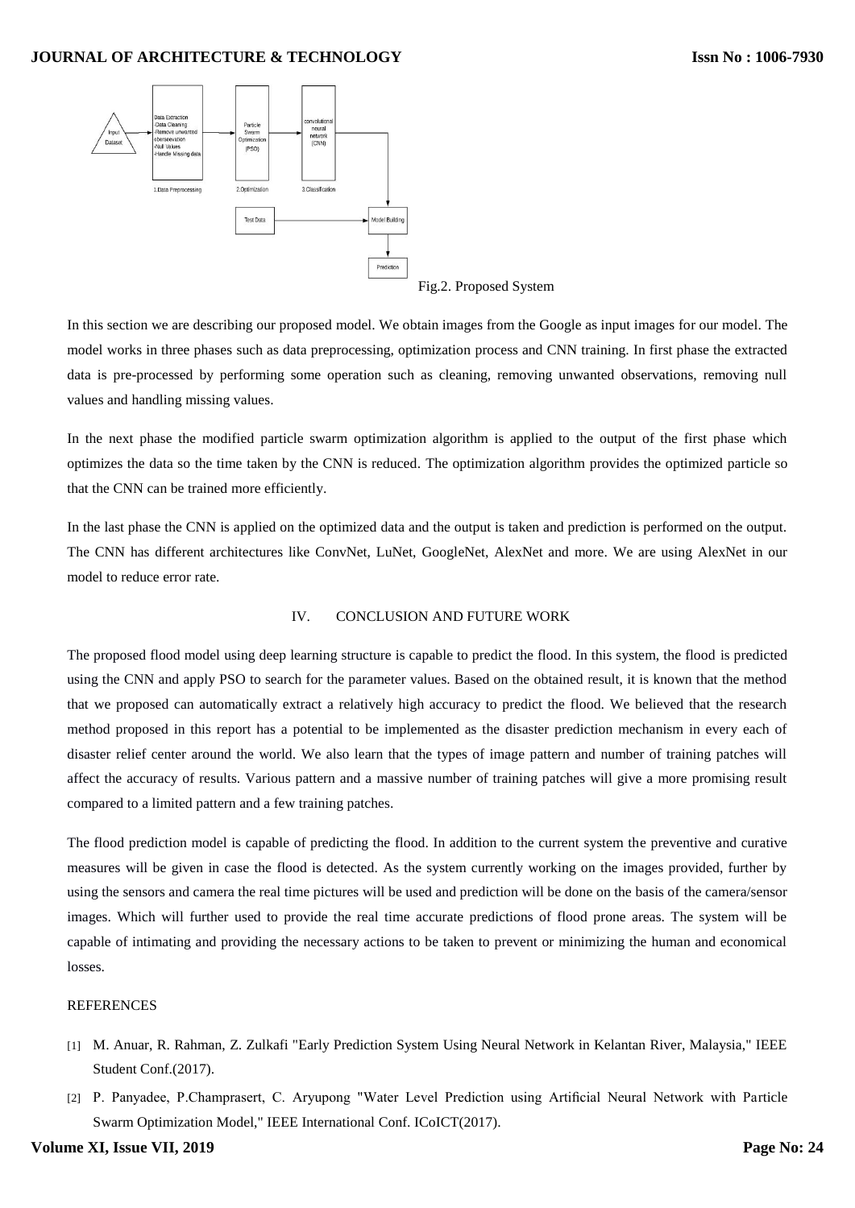Input Dataset

Data Extraction
-Data Cleaning
-Remove unwanted oberseevation
-Null Values
-Handle Missing data

1.Data Preprocessing

Particle Swarm Optimization (PSO)

2.Optimization

convolutional neural network (CNN)

3.Classification

Test Data

Model Building

Prediction

Fig.2. Proposed System

In this section we are describing our proposed model. We obtain images from the Google as input images for our model. The model works in three phases such as data preprocessing, optimization process and CNN training. In first phase the extracted data is pre-processed by performing some operation such as cleaning, removing unwanted observations, removing null values and handling missing values.

In the next phase the modified particle swarm optimization algorithm is applied to the output of the first phase which optimizes the data so the time taken by the CNN is reduced. The optimization algorithm provides the optimized particle so that the CNN can be trained more efficiently.

In the last phase the CNN is applied on the optimized data and the output is taken and prediction is performed on the output. The CNN has different architectures like ConvNet, LuNet, GoogleNet, AlexNet and more. We are using AlexNet in our model to reduce error rate.

## IV. CONCLUSION AND FUTURE WORK

The proposed flood model using deep learning structure is capable to predict the flood. In this system, the flood is predicted using the CNN and apply PSO to search for the parameter values. Based on the obtained result, it is known that the method that we proposed can automatically extract a relatively high accuracy to predict the flood. We believed that the research method proposed in this report has a potential to be implemented as the disaster prediction mechanism in every each of disaster relief center around the world. We also learn that the types of image pattern and number of training patches will affect the accuracy of results. Various pattern and a massive number of training patches will give a more promising result compared to a limited pattern and a few training patches.

The flood prediction model is capable of predicting the flood. In addition to the current system the preventive and curative measures will be given in case the flood is detected. As the system currently working on the images provided, further by using the sensors and camera the real time pictures will be used and prediction will be done on the basis of the camera/sensor images. Which will further used to provide the real time accurate predictions of flood prone areas. The system will be capable of intimating and providing the necessary actions to be taken to prevent or minimizing the human and economical losses.

## REFERENCES

[1] M. Anuar, R. Rahman, Z. Zulkafi "Early Prediction System Using Neural Network in Kelantan River, Malaysia," IEEE Student Conf.(2017).

[2] P. Panyadee, P.Champrasert, C. Aryupong "Water Level Prediction using Artificial Neural Network with Particle Swarm Optimization Model," IEEE International Conf. ICoICT(2017).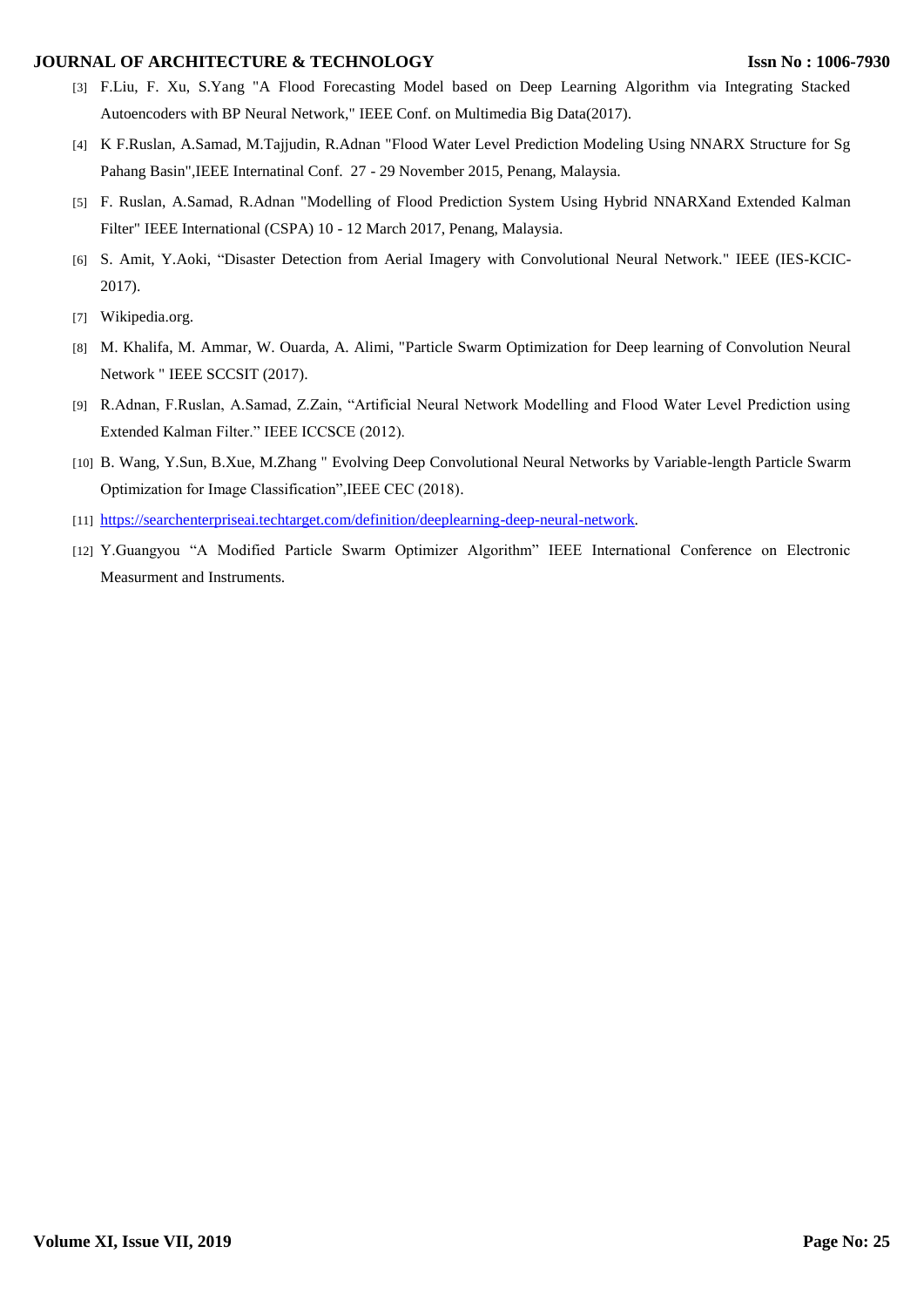[3] F.Liu, F. Xu, S.Yang "A Flood Forecasting Model based on Deep Learning Algorithm via Integrating Stacked Autoencoders with BP Neural Network," IEEE Conf. on Multimedia Big Data(2017).

[4] K F.Ruslan, A.Samad, M.Tajjudin, R.Adnan "Flood Water Level Prediction Modeling Using NNARX Structure for Sg Pahang Basin",IEEE Internatinal Conf. 27 - 29 November 2015, Penang, Malaysia.

[5] F. Ruslan, A.Samad, R.Adnan "Modelling of Flood Prediction System Using Hybrid NNARXand Extended Kalman Filter" IEEE International (CSPA) 10 - 12 March 2017, Penang, Malaysia.

[6] S. Amit, Y.Aoki, "Disaster Detection from Aerial Imagery with Convolutional Neural Network." IEEE (IES-KCIC-2017).

[7] Wikipedia.org.

[8] M. Khalifa, M. Ammar, W. Ouarda, A. Alimi, "Particle Swarm Optimization for Deep learning of Convolution Neural Network " IEEE SCCSIT (2017).

[9] R.Adnan, F.Ruslan, A.Samad, Z.Zain, "Artificial Neural Network Modelling and Flood Water Level Prediction using Extended Kalman Filter." IEEE ICCSCE (2012).

[10] B. Wang, Y.Sun, B.Xue, M.Zhang " Evolving Deep Convolutional Neural Networks by Variable-length Particle Swarm Optimization for Image Classification",IEEE CEC (2018).

[11] https://searchenterpriseai.techtarget.com/definition/deeplearning-deep-neural-network.

[12] Y.Guangyou "A Modified Particle Swarm Optimizer Algorithm" IEEE International Conference on Electronic Measurment and Instruments.